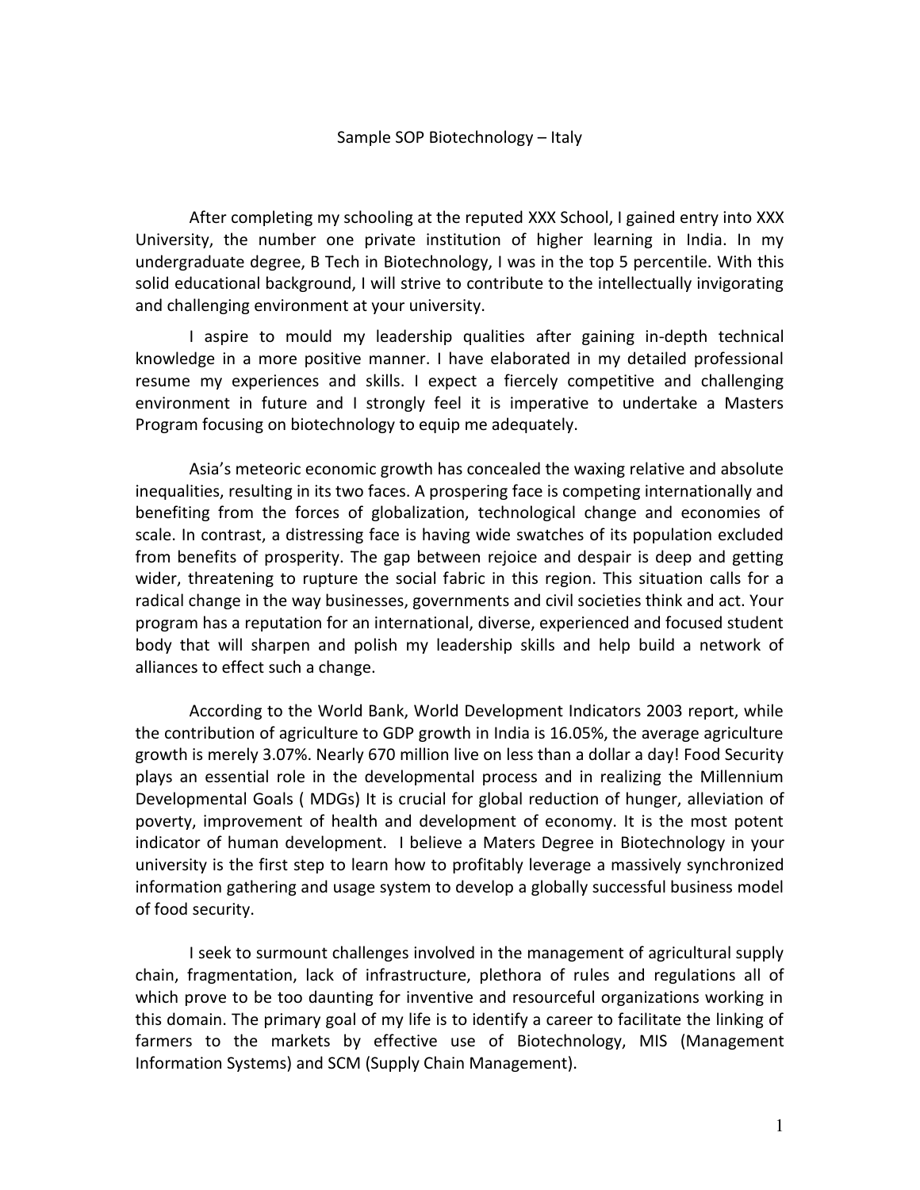# Sample SOP Biotechnology – Italy

After completing my schooling at the reputed XXX School, I gained entry into XXX University, the number one private institution of higher learning in India. In my undergraduate degree, B Tech in Biotechnology, I was in the top 5 percentile. With this solid educational background, I will strive to contribute to the intellectually invigorating and challenging environment at your university.

I aspire to mould my leadership qualities after gaining in-depth technical knowledge in a more positive manner. I have elaborated in my detailed professional resume my experiences and skills. I expect a fiercely competitive and challenging environment in future and I strongly feel it is imperative to undertake a Masters Program focusing on biotechnology to equip me adequately.

Asia's meteoric economic growth has concealed the waxing relative and absolute inequalities, resulting in its two faces. A prospering face is competing internationally and benefiting from the forces of globalization, technological change and economies of scale. In contrast, a distressing face is having wide swatches of its population excluded from benefits of prosperity. The gap between rejoice and despair is deep and getting wider, threatening to rupture the social fabric in this region. This situation calls for a radical change in the way businesses, governments and civil societies think and act. Your program has a reputation for an international, diverse, experienced and focused student body that will sharpen and polish my leadership skills and help build a network of alliances to effect such a change.

According to the World Bank, World Development Indicators 2003 report, while the contribution of agriculture to GDP growth in India is 16.05%, the average agriculture growth is merely 3.07%. Nearly 670 million live on less than a dollar a day! Food Security plays an essential role in the developmental process and in realizing the Millennium Developmental Goals ( MDGs) It is crucial for global reduction of hunger, alleviation of poverty, improvement of health and development of economy. It is the most potent indicator of human development. I believe a Maters Degree in Biotechnology in your university is the first step to learn how to profitably leverage a massively synchronized information gathering and usage system to develop a globally successful business model of food security.

I seek to surmount challenges involved in the management of agricultural supply chain, fragmentation, lack of infrastructure, plethora of rules and regulations all of which prove to be too daunting for inventive and resourceful organizations working in this domain. The primary goal of my life is to identify a career to facilitate the linking of farmers to the markets by effective use of Biotechnology, MIS (Management Information Systems) and SCM (Supply Chain Management).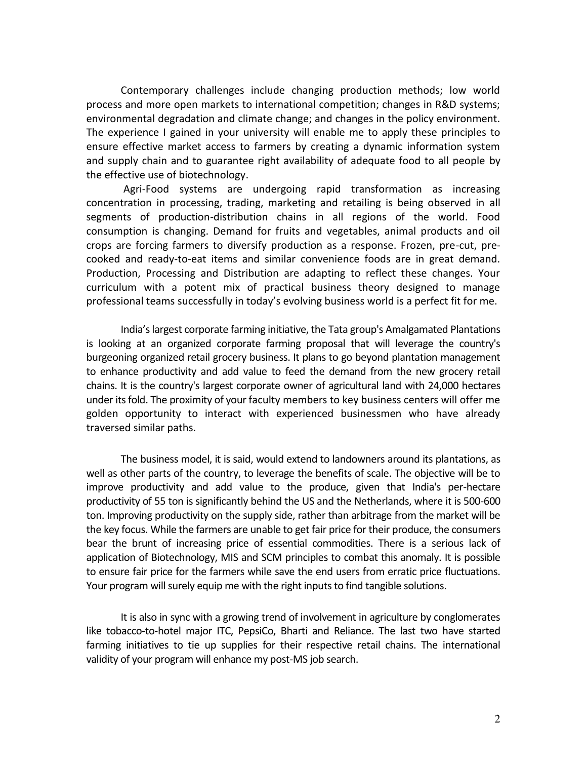Contemporary challenges include changing production methods; low world process and more open markets to international competition; changes in R&D systems; environmental degradation and climate change; and changes in the policy environment. The experience I gained in your university will enable me to apply these principles to ensure effective market access to farmers by creating a dynamic information system and supply chain and to guarantee right availability of adequate food to all people by the effective use of biotechnology.

Agri-Food systems are undergoing rapid transformation as increasing concentration in processing, trading, marketing and retailing is being observed in all segments of production-distribution chains in all regions of the world. Food consumption is changing. Demand for fruits and vegetables, animal products and oil crops are forcing farmers to diversify production as a response. Frozen, pre-cut, pre-cooked and ready-to-eat items and similar convenience foods are in great demand. Production, Processing and Distribution are adapting to reflect these changes. Your curriculum with a potent mix of practical business theory designed to manage professional teams successfully in today's evolving business world is a perfect fit for me.

India's largest corporate farming initiative, the Tata group's Amalgamated Plantations is looking at an organized corporate farming proposal that will leverage the country's burgeoning organized retail grocery business. It plans to go beyond plantation management to enhance productivity and add value to feed the demand from the new grocery retail chains. It is the country's largest corporate owner of agricultural land with 24,000 hectares under its fold. The proximity of your faculty members to key business centers will offer me golden opportunity to interact with experienced businessmen who have already traversed similar paths.

The business model, it is said, would extend to landowners around its plantations, as well as other parts of the country, to leverage the benefits of scale. The objective will be to improve productivity and add value to the produce, given that India's per-hectare productivity of 55 ton is significantly behind the US and the Netherlands, where it is 500-600 ton. Improving productivity on the supply side, rather than arbitrage from the market will be the key focus. While the farmers are unable to get fair price for their produce, the consumers bear the brunt of increasing price of essential commodities. There is a serious lack of application of Biotechnology, MIS and SCM principles to combat this anomaly. It is possible to ensure fair price for the farmers while save the end users from erratic price fluctuations. Your program will surely equip me with the right inputs to find tangible solutions.

It is also in sync with a growing trend of involvement in agriculture by conglomerates like tobacco-to-hotel major ITC, PepsiCo, Bharti and Reliance. The last two have started farming initiatives to tie up supplies for their respective retail chains. The international validity of your program will enhance my post-MS job search.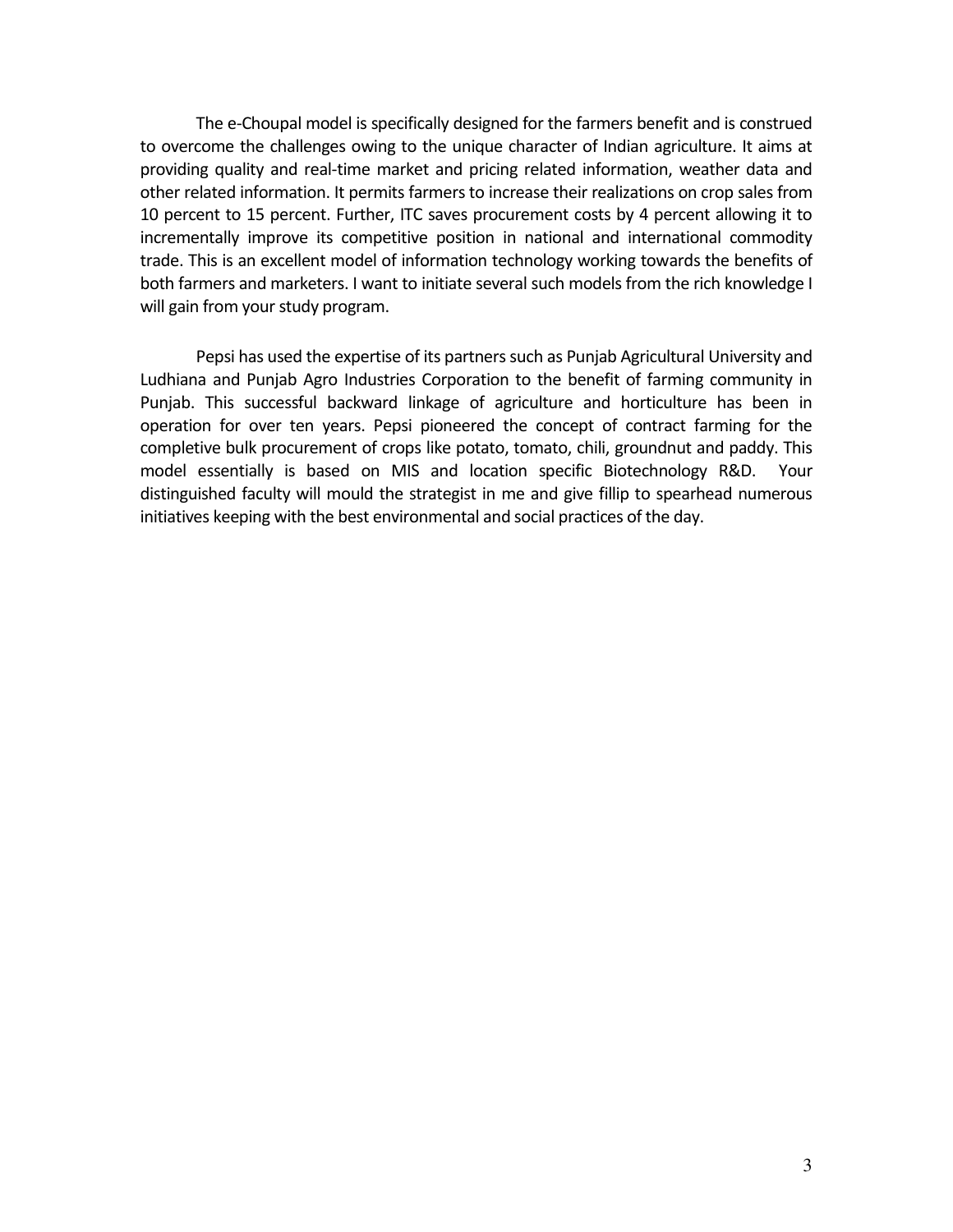The e-Choupal model is specifically designed for the farmers benefit and is construed to overcome the challenges owing to the unique character of Indian agriculture. It aims at providing quality and real-time market and pricing related information, weather data and other related information. It permits farmers to increase their realizations on crop sales from 10 percent to 15 percent. Further, ITC saves procurement costs by 4 percent allowing it to incrementally improve its competitive position in national and international commodity trade. This is an excellent model of information technology working towards the benefits of both farmers and marketers. I want to initiate several such models from the rich knowledge I will gain from your study program.

Pepsi has used the expertise of its partners such as Punjab Agricultural University and Ludhiana and Punjab Agro Industries Corporation to the benefit of farming community in Punjab. This successful backward linkage of agriculture and horticulture has been in operation for over ten years. Pepsi pioneered the concept of contract farming for the completive bulk procurement of crops like potato, tomato, chili, groundnut and paddy. This model essentially is based on MIS and location specific Biotechnology R&D. Your distinguished faculty will mould the strategist in me and give fillip to spearhead numerous initiatives keeping with the best environmental and social practices of the day.